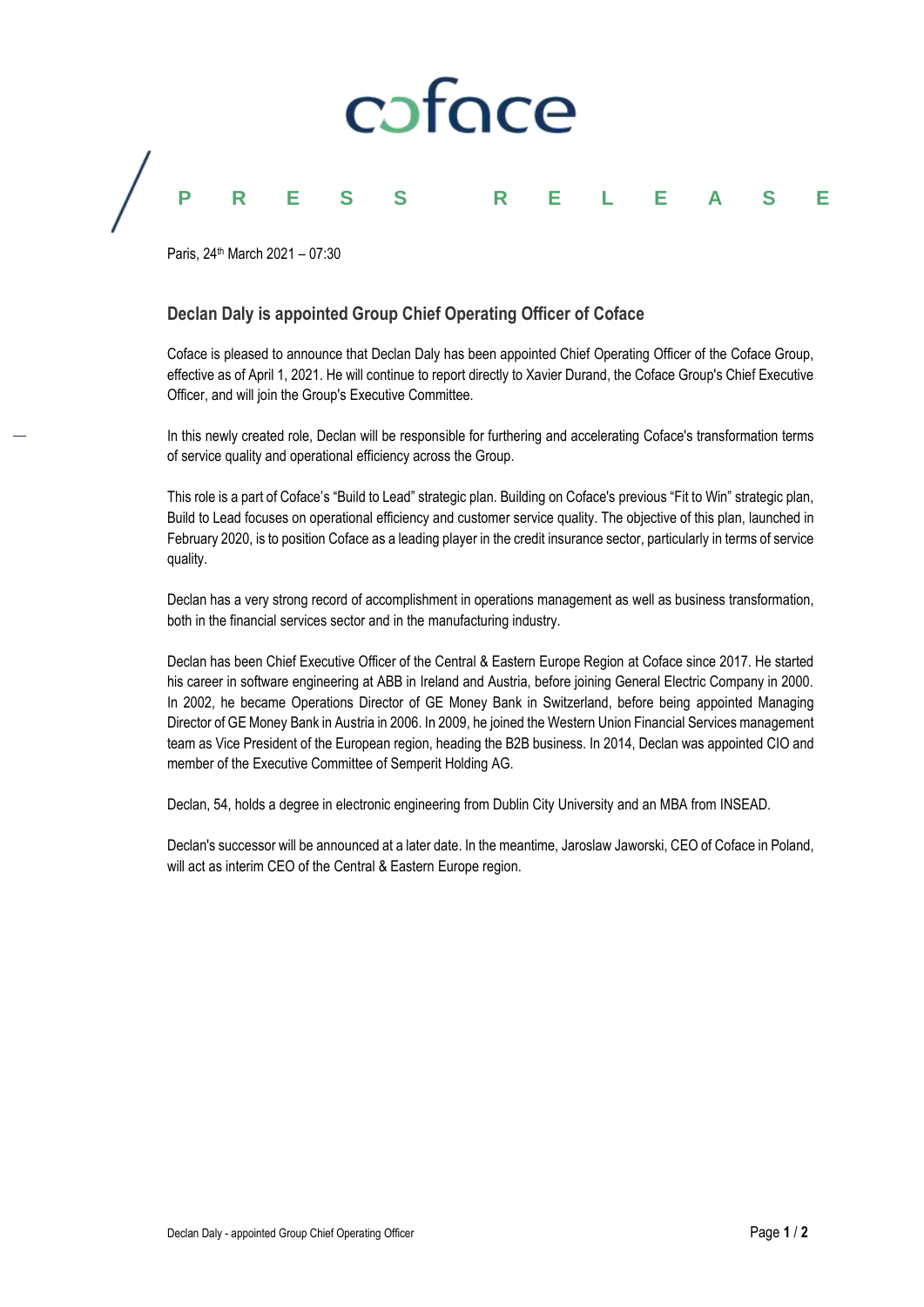coface

PRESS RELEASE

Paris, 24th March 2021 – 07:30

## Declan Daly is appointed Group Chief Operating Officer of Coface

Coface is pleased to announce that Declan Daly has been appointed Chief Operating Officer of the Coface Group, effective as of April 1, 2021. He will continue to report directly to Xavier Durand, the Coface Group's Chief Executive Officer, and will join the Group's Executive Committee.

In this newly created role, Declan will be responsible for furthering and accelerating Coface's transformation terms of service quality and operational efficiency across the Group.

This role is a part of Coface's "Build to Lead" strategic plan. Building on Coface's previous "Fit to Win" strategic plan, Build to Lead focuses on operational efficiency and customer service quality. The objective of this plan, launched in February 2020, is to position Coface as a leading player in the credit insurance sector, particularly in terms of service quality.

Declan has a very strong record of accomplishment in operations management as well as business transformation, both in the financial services sector and in the manufacturing industry.

Declan has been Chief Executive Officer of the Central & Eastern Europe Region at Coface since 2017. He started his career in software engineering at ABB in Ireland and Austria, before joining General Electric Company in 2000. In 2002, he became Operations Director of GE Money Bank in Switzerland, before being appointed Managing Director of GE Money Bank in Austria in 2006. In 2009, he joined the Western Union Financial Services management team as Vice President of the European region, heading the B2B business. In 2014, Declan was appointed CIO and member of the Executive Committee of Semperit Holding AG.

Declan, 54, holds a degree in electronic engineering from Dublin City University and an MBA from INSEAD.

Declan's successor will be announced at a later date. In the meantime, Jaroslaw Jaworski, CEO of Coface in Poland, will act as interim CEO of the Central & Eastern Europe region.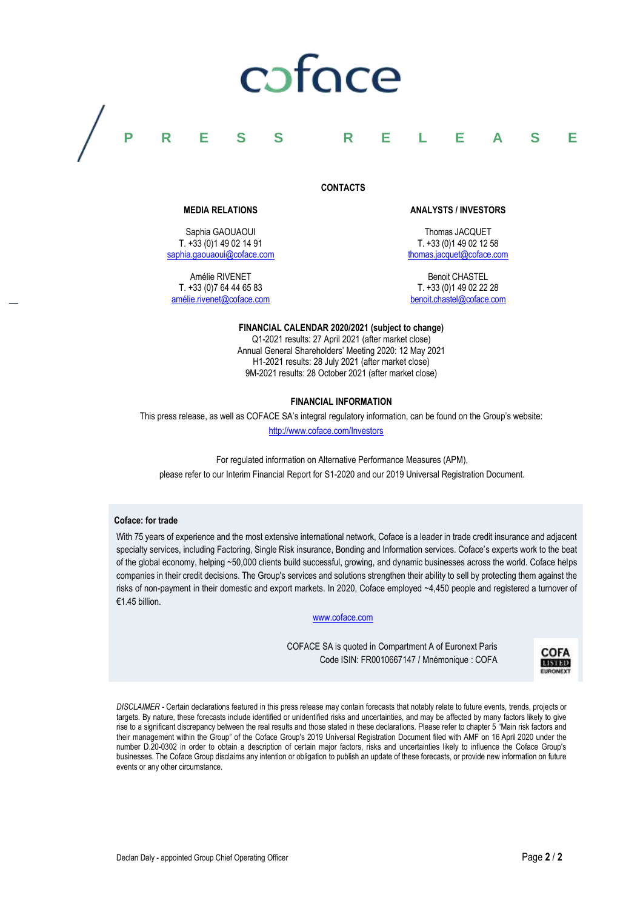coface

PRESS RELEASE

**CONTACTS**

**MEDIA RELATIONS**

Saphia GAOUAOUI
T. +33 (0)1 49 02 14 91
saphia.gaouaoui@coface.com

Amélie RIVENET
T. +33 (0)7 64 44 65 83
amélie.rivenet@coface.com

**ANALYSTS / INVESTORS**

Thomas JACQUET
T. +33 (0)1 49 02 12 58
thomas.jacquet@coface.com

Benoit CHASTEL
T. +33 (0)1 49 02 22 28
benoit.chastel@coface.com

**FINANCIAL CALENDAR 2020/2021 (subject to change)**
Q1-2021 results: 27 April 2021 (after market close)
Annual General Shareholders' Meeting 2020: 12 May 2021
H1-2021 results: 28 July 2021 (after market close)
9M-2021 results: 28 October 2021 (after market close)

**FINANCIAL INFORMATION**

This press release, as well as COFACE SA's integral regulatory information, can be found on the Group's website:
http://www.coface.com/Investors

For regulated information on Alternative Performance Measures (APM),
please refer to our Interim Financial Report for S1-2020 and our 2019 Universal Registration Document.

**Coface: for trade**

With 75 years of experience and the most extensive international network, Coface is a leader in trade credit insurance and adjacent specialty services, including Factoring, Single Risk insurance, Bonding and Information services. Coface's experts work to the beat of the global economy, helping ~50,000 clients build successful, growing, and dynamic businesses across the world. Coface helps companies in their credit decisions. The Group's services and solutions strengthen their ability to sell by protecting them against the risks of non-payment in their domestic and export markets. In 2020, Coface employed ~4,450 people and registered a turnover of €1.45 billion.

www.coface.com

COFACE SA is quoted in Compartment A of Euronext Paris
Code ISIN: FR0010667147 / Mnémonique : COFA

COFA LISTED EURONEXT

*DISCLAIMER* - Certain declarations featured in this press release may contain forecasts that notably relate to future events, trends, projects or targets. By nature, these forecasts include identified or unidentified risks and uncertainties, and may be affected by many factors likely to give rise to a significant discrepancy between the real results and those stated in these declarations. Please refer to chapter 5 "Main risk factors and their management within the Group" of the Coface Group's 2019 Universal Registration Document filed with AMF on 16 April 2020 under the number D.20-0302 in order to obtain a description of certain major factors, risks and uncertainties likely to influence the Coface Group's businesses. The Coface Group disclaims any intention or obligation to publish an update of these forecasts, or provide new information on future events or any other circumstance.